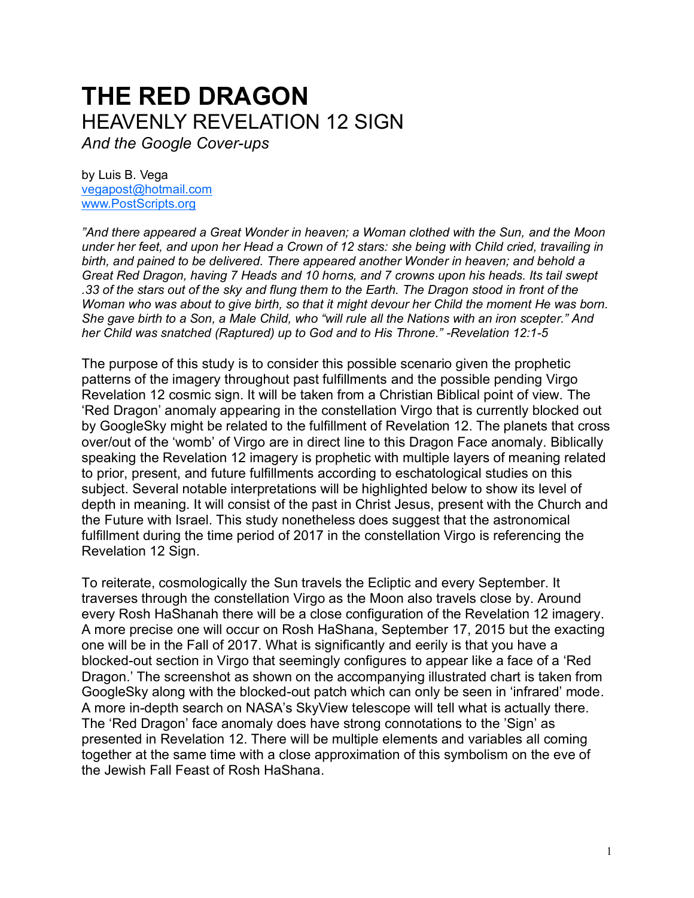# THE RED DRAGON

## HEAVENLY REVELATION 12 SIGN

*And the Google Cover-ups*

by Luis B. Vega
vegapost@hotmail.com
www.PostScripts.org

*"And there appeared a Great Wonder in heaven; a Woman clothed with the Sun, and the Moon under her feet, and upon her Head a Crown of 12 stars: she being with Child cried, travailing in birth, and pained to be delivered. There appeared another Wonder in heaven; and behold a Great Red Dragon, having 7 Heads and 10 horns, and 7 crowns upon his heads. Its tail swept .33 of the stars out of the sky and flung them to the Earth. The Dragon stood in front of the Woman who was about to give birth, so that it might devour her Child the moment He was born. She gave birth to a Son, a Male Child, who "will rule all the Nations with an iron scepter." And her Child was snatched (Raptured) up to God and to His Throne." -Revelation 12:1-5*

The purpose of this study is to consider this possible scenario given the prophetic patterns of the imagery throughout past fulfillments and the possible pending Virgo Revelation 12 cosmic sign. It will be taken from a Christian Biblical point of view. The 'Red Dragon' anomaly appearing in the constellation Virgo that is currently blocked out by GoogleSky might be related to the fulfillment of Revelation 12. The planets that cross over/out of the 'womb' of Virgo are in direct line to this Dragon Face anomaly. Biblically speaking the Revelation 12 imagery is prophetic with multiple layers of meaning related to prior, present, and future fulfillments according to eschatological studies on this subject. Several notable interpretations will be highlighted below to show its level of depth in meaning. It will consist of the past in Christ Jesus, present with the Church and the Future with Israel. This study nonetheless does suggest that the astronomical fulfillment during the time period of 2017 in the constellation Virgo is referencing the Revelation 12 Sign.

To reiterate, cosmologically the Sun travels the Ecliptic and every September. It traverses through the constellation Virgo as the Moon also travels close by. Around every Rosh HaShanah there will be a close configuration of the Revelation 12 imagery. A more precise one will occur on Rosh HaShana, September 17, 2015 but the exacting one will be in the Fall of 2017. What is significantly and eerily is that you have a blocked-out section in Virgo that seemingly configures to appear like a face of a 'Red Dragon.' The screenshot as shown on the accompanying illustrated chart is taken from GoogleSky along with the blocked-out patch which can only be seen in 'infrared' mode. A more in-depth search on NASA's SkyView telescope will tell what is actually there. The 'Red Dragon' face anomaly does have strong connotations to the 'Sign' as presented in Revelation 12. There will be multiple elements and variables all coming together at the same time with a close approximation of this symbolism on the eve of the Jewish Fall Feast of Rosh HaShana.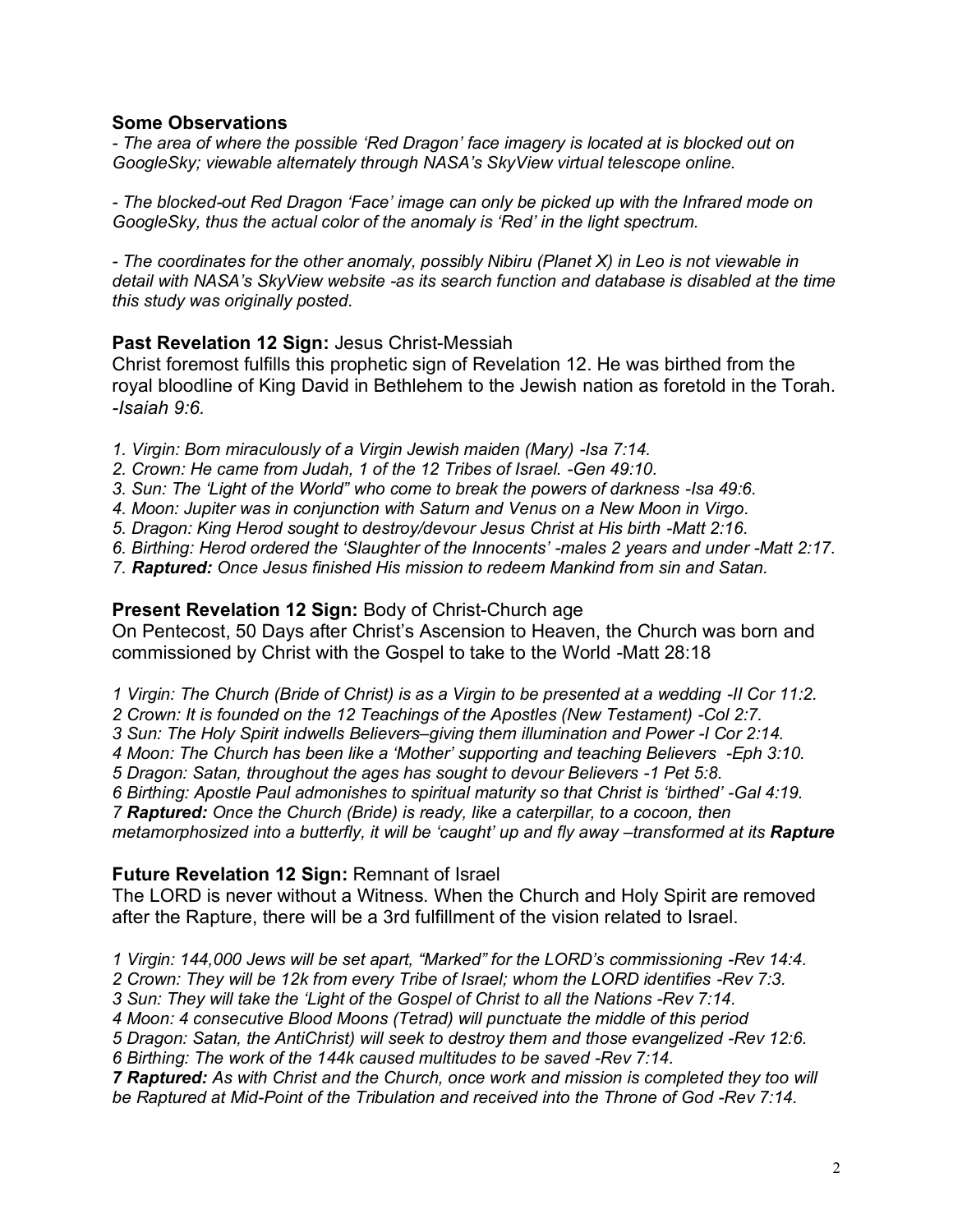## Some Observations

*- The area of where the possible 'Red Dragon' face imagery is located at is blocked out on GoogleSky; viewable alternately through NASA's SkyView virtual telescope online.*

*- The blocked-out Red Dragon 'Face' image can only be picked up with the Infrared mode on GoogleSky, thus the actual color of the anomaly is 'Red' in the light spectrum.*

*- The coordinates for the other anomaly, possibly Nibiru (Planet X) in Leo is not viewable in detail with NASA's SkyView website -as its search function and database is disabled at the time this study was originally posted.*

### **Past Revelation 12 Sign:** Jesus Christ-Messiah

Christ foremost fulfills this prophetic sign of Revelation 12. He was birthed from the royal bloodline of King David in Bethlehem to the Jewish nation as foretold in the Torah. *-Isaiah 9:6.*

*1. Virgin: Born miraculously of a Virgin Jewish maiden (Mary) -Isa 7:14.*
*2. Crown: He came from Judah, 1 of the 12 Tribes of Israel. -Gen 49:10.*
*3. Sun: The 'Light of the World" who come to break the powers of darkness -Isa 49:6.*
*4. Moon: Jupiter was in conjunction with Saturn and Venus on a New Moon in Virgo.*
*5. Dragon: King Herod sought to destroy/devour Jesus Christ at His birth -Matt 2:16.*
*6. Birthing: Herod ordered the 'Slaughter of the Innocents' -males 2 years and under -Matt 2:17.*
*7. **Raptured:** Once Jesus finished His mission to redeem Mankind from sin and Satan.*

### **Present Revelation 12 Sign:** Body of Christ-Church age

On Pentecost, 50 Days after Christ's Ascension to Heaven, the Church was born and commissioned by Christ with the Gospel to take to the World -Matt 28:18

*1 Virgin: The Church (Bride of Christ) is as a Virgin to be presented at a wedding -II Cor 11:2.*
*2 Crown: It is founded on the 12 Teachings of the Apostles (New Testament) -Col 2:7.*
*3 Sun: The Holy Spirit indwells Believers–giving them illumination and Power -I Cor 2:14.*
*4 Moon: The Church has been like a 'Mother' supporting and teaching Believers -Eph 3:10.*
*5 Dragon: Satan, throughout the ages has sought to devour Believers -1 Pet 5:8.*
*6 Birthing: Apostle Paul admonishes to spiritual maturity so that Christ is 'birthed' -Gal 4:19.*
*7 **Raptured:** Once the Church (Bride) is ready, like a caterpillar, to a cocoon, then metamorphosized into a butterfly, it will be 'caught' up and fly away –transformed at its **Rapture***

### **Future Revelation 12 Sign:** Remnant of Israel

The LORD is never without a Witness. When the Church and Holy Spirit are removed after the Rapture, there will be a 3rd fulfillment of the vision related to Israel.

*1 Virgin: 144,000 Jews will be set apart, "Marked" for the LORD's commissioning -Rev 14:4.*
*2 Crown: They will be 12k from every Tribe of Israel; whom the LORD identifies -Rev 7:3.*
*3 Sun: They will take the 'Light of the Gospel of Christ to all the Nations -Rev 7:14.*
*4 Moon: 4 consecutive Blood Moons (Tetrad) will punctuate the middle of this period*
*5 Dragon: Satan, the AntiChrist) will seek to destroy them and those evangelized -Rev 12:6.*
*6 Birthing: The work of the 144k caused multitudes to be saved -Rev 7:14.*
***7 Raptured:** As with Christ and the Church, once work and mission is completed they too will be Raptured at Mid-Point of the Tribulation and received into the Throne of God -Rev 7:14.*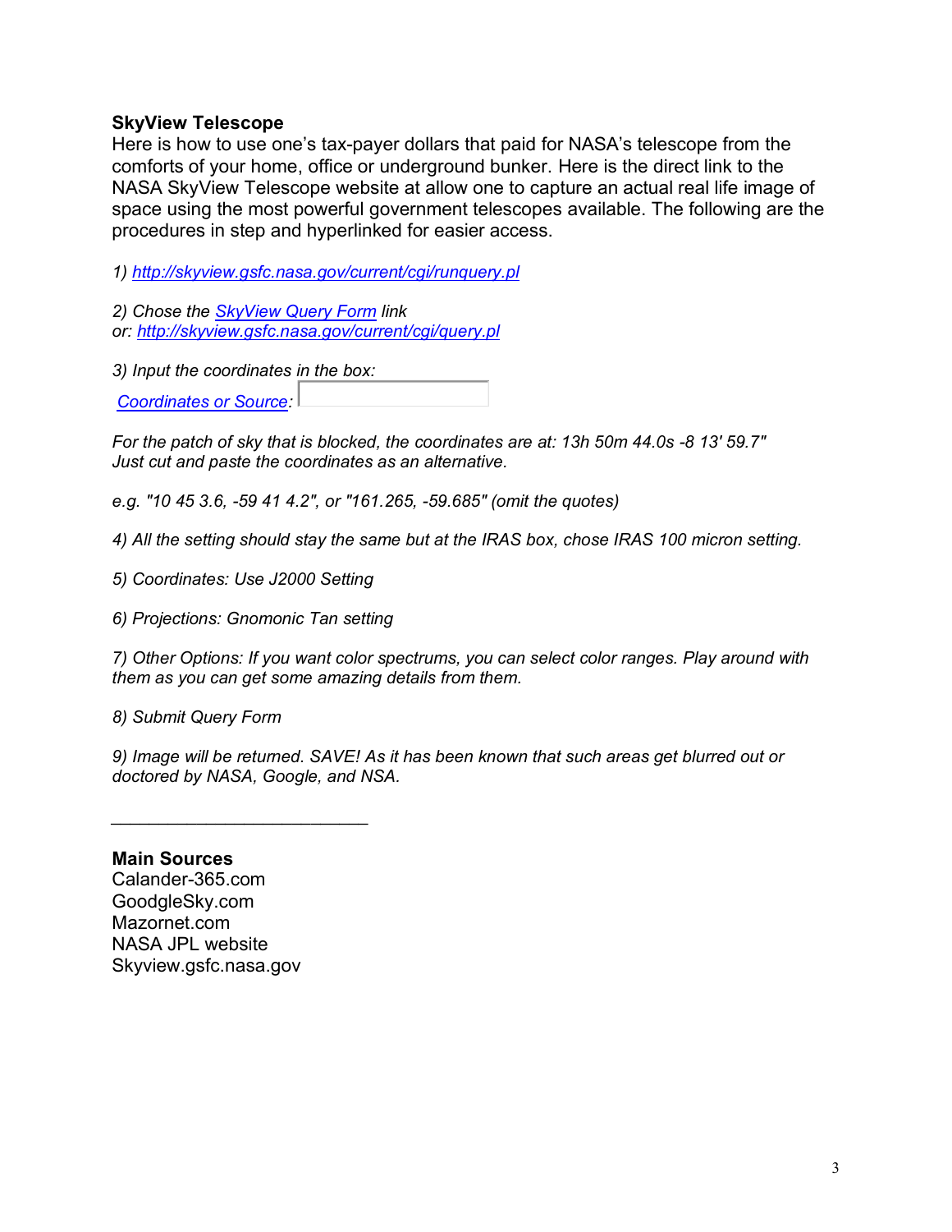**SkyView Telescope**

Here is how to use one's tax-payer dollars that paid for NASA's telescope from the comforts of your home, office or underground bunker. Here is the direct link to the NASA SkyView Telescope website at allow one to capture an actual real life image of space using the most powerful government telescopes available. The following are the procedures in step and hyperlinked for easier access.

*1) http://skyview.gsfc.nasa.gov/current/cgi/runquery.pl*

*2) Chose the SkyView Query Form link*
*or: http://skyview.gsfc.nasa.gov/current/cgi/query.pl*

*3) Input the coordinates in the box:*

*Coordinates or Source:*

*For the patch of sky that is blocked, the coordinates are at: 13h 50m 44.0s -8 13' 59.7"*
*Just cut and paste the coordinates as an alternative.*

*e.g. "10 45 3.6, -59 41 4.2", or "161.265, -59.685" (omit the quotes)*

*4) All the setting should stay the same but at the IRAS box, chose IRAS 100 micron setting.*

*5) Coordinates: Use J2000 Setting*

*6) Projections: Gnomonic Tan setting*

*7) Other Options: If you want color spectrums, you can select color ranges. Play around with them as you can get some amazing details from them.*

*8) Submit Query Form*

*9) Image will be returned. SAVE! As it has been known that such areas get blurred out or doctored by NASA, Google, and NSA.*

---

**Main Sources**

Calander-365.com
GoodgleSky.com
Mazornet.com
NASA JPL website
Skyview.gsfc.nasa.gov